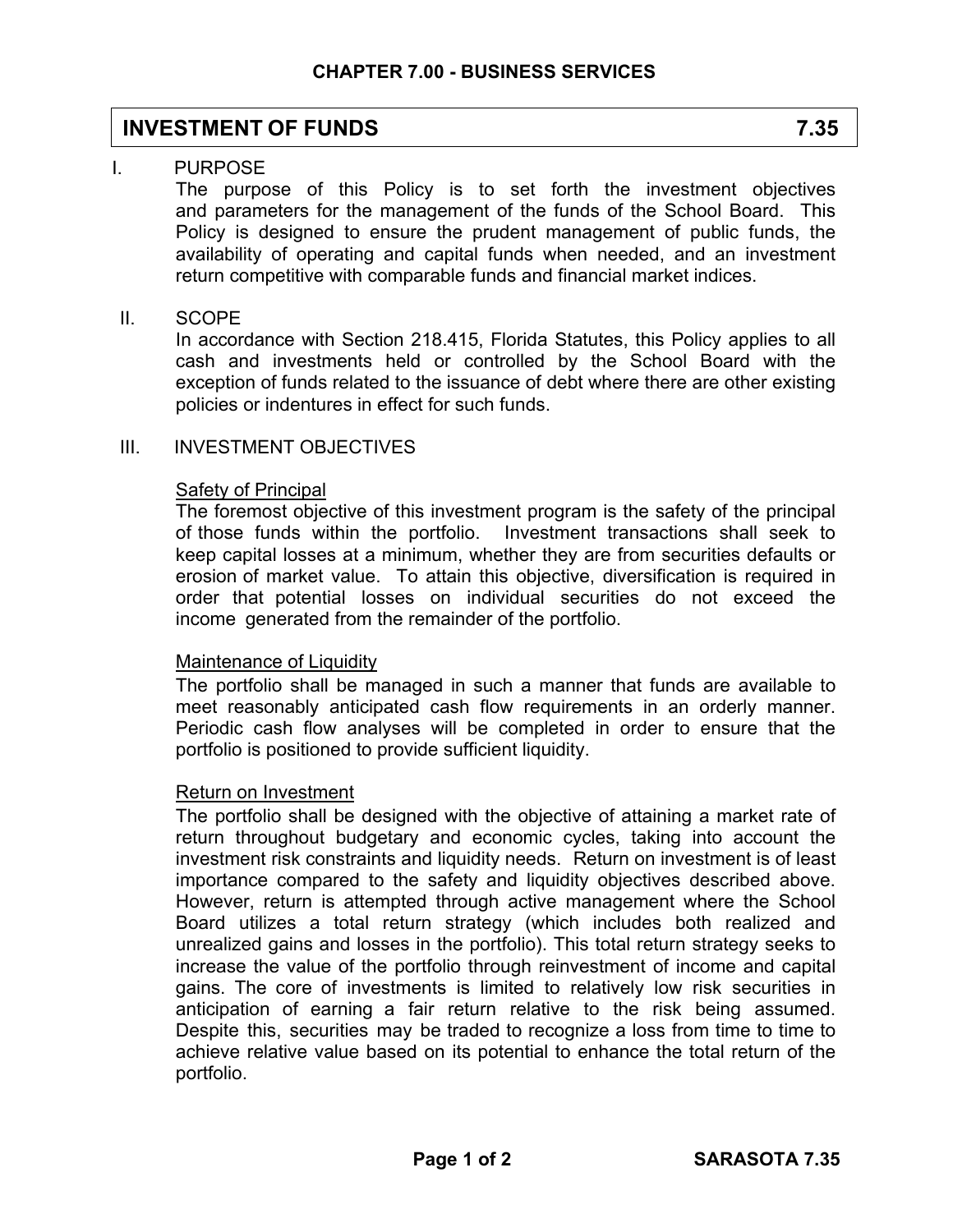## CHAPTER 7.00 - BUSINESS SERVICES

# INVESTMENT OF FUNDS 7.35

I. PURPOSE

The purpose of this Policy is to set forth the investment objectives and parameters for the management of the funds of the School Board. This Policy is designed to ensure the prudent management of public funds, the availability of operating and capital funds when needed, and an investment return competitive with comparable funds and financial market indices.

II. SCOPE

In accordance with Section 218.415, Florida Statutes, this Policy applies to all cash and investments held or controlled by the School Board with the exception of funds related to the issuance of debt where there are other existing policies or indentures in effect for such funds.

III. INVESTMENT OBJECTIVES

Safety of Principal

The foremost objective of this investment program is the safety of the principal of those funds within the portfolio. Investment transactions shall seek to keep capital losses at a minimum, whether they are from securities defaults or erosion of market value. To attain this objective, diversification is required in order that potential losses on individual securities do not exceed the income generated from the remainder of the portfolio.

Maintenance of Liquidity

The portfolio shall be managed in such a manner that funds are available to meet reasonably anticipated cash flow requirements in an orderly manner. Periodic cash flow analyses will be completed in order to ensure that the portfolio is positioned to provide sufficient liquidity.

Return on Investment

The portfolio shall be designed with the objective of attaining a market rate of return throughout budgetary and economic cycles, taking into account the investment risk constraints and liquidity needs. Return on investment is of least importance compared to the safety and liquidity objectives described above. However, return is attempted through active management where the School Board utilizes a total return strategy (which includes both realized and unrealized gains and losses in the portfolio). This total return strategy seeks to increase the value of the portfolio through reinvestment of income and capital gains. The core of investments is limited to relatively low risk securities in anticipation of earning a fair return relative to the risk being assumed. Despite this, securities may be traded to recognize a loss from time to time to achieve relative value based on its potential to enhance the total return of the portfolio.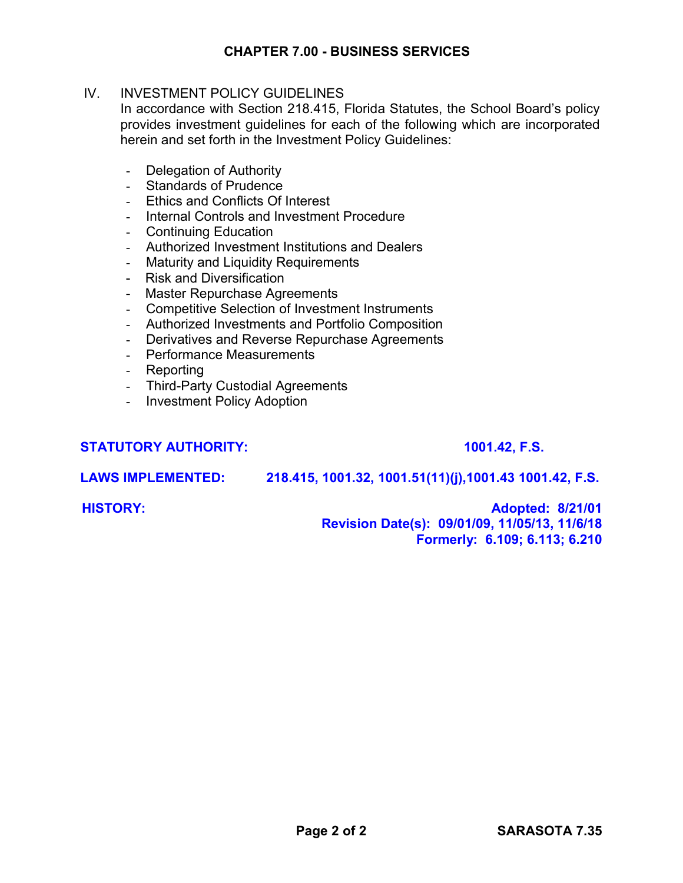## CHAPTER 7.00 - BUSINESS SERVICES

IV. INVESTMENT POLICY GUIDELINES

In accordance with Section 218.415, Florida Statutes, the School Board's policy provides investment guidelines for each of the following which are incorporated herein and set forth in the Investment Policy Guidelines:

- Delegation of Authority
- Standards of Prudence
- Ethics and Conflicts Of Interest
- Internal Controls and Investment Procedure
- Continuing Education
- Authorized Investment Institutions and Dealers
- Maturity and Liquidity Requirements
- Risk and Diversification
- Master Repurchase Agreements
- Competitive Selection of Investment Instruments
- Authorized Investments and Portfolio Composition
- Derivatives and Reverse Repurchase Agreements
- Performance Measurements
- Reporting
- Third-Party Custodial Agreements
- Investment Policy Adoption

**STATUTORY AUTHORITY:** **1001.42, F.S.**

**LAWS IMPLEMENTED:** **218.415, 1001.32, 1001.51(11)(j),1001.43 1001.42, F.S.**

**HISTORY:** **Adopted: 8/21/01**
**Revision Date(s): 09/01/09, 11/05/13, 11/6/18**
**Formerly: 6.109; 6.113; 6.210**